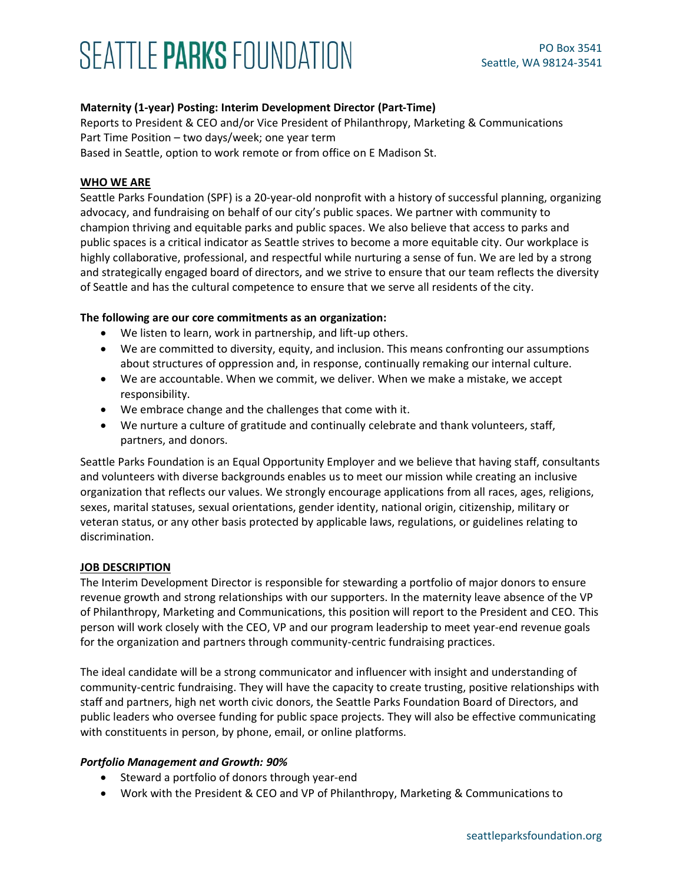# SEATTLE PARKS FOUNDATION

PO Box 3541
Seattle, WA 98124-3541

**Maternity (1-year) Posting: Interim Development Director (Part-Time)**
Reports to President & CEO and/or Vice President of Philanthropy, Marketing & Communications
Part Time Position – two days/week; one year term
Based in Seattle, option to work remote or from office on E Madison St.

## WHO WE ARE

Seattle Parks Foundation (SPF) is a 20-year-old nonprofit with a history of successful planning, organizing advocacy, and fundraising on behalf of our city's public spaces. We partner with community to champion thriving and equitable parks and public spaces. We also believe that access to parks and public spaces is a critical indicator as Seattle strives to become a more equitable city. Our workplace is highly collaborative, professional, and respectful while nurturing a sense of fun. We are led by a strong and strategically engaged board of directors, and we strive to ensure that our team reflects the diversity of Seattle and has the cultural competence to ensure that we serve all residents of the city.

**The following are our core commitments as an organization:**

- We listen to learn, work in partnership, and lift-up others.
- We are committed to diversity, equity, and inclusion. This means confronting our assumptions about structures of oppression and, in response, continually remaking our internal culture.
- We are accountable. When we commit, we deliver. When we make a mistake, we accept responsibility.
- We embrace change and the challenges that come with it.
- We nurture a culture of gratitude and continually celebrate and thank volunteers, staff, partners, and donors.

Seattle Parks Foundation is an Equal Opportunity Employer and we believe that having staff, consultants and volunteers with diverse backgrounds enables us to meet our mission while creating an inclusive organization that reflects our values. We strongly encourage applications from all races, ages, religions, sexes, marital statuses, sexual orientations, gender identity, national origin, citizenship, military or veteran status, or any other basis protected by applicable laws, regulations, or guidelines relating to discrimination.

## JOB DESCRIPTION

The Interim Development Director is responsible for stewarding a portfolio of major donors to ensure revenue growth and strong relationships with our supporters. In the maternity leave absence of the VP of Philanthropy, Marketing and Communications, this position will report to the President and CEO. This person will work closely with the CEO, VP and our program leadership to meet year-end revenue goals for the organization and partners through community-centric fundraising practices.

The ideal candidate will be a strong communicator and influencer with insight and understanding of community-centric fundraising. They will have the capacity to create trusting, positive relationships with staff and partners, high net worth civic donors, the Seattle Parks Foundation Board of Directors, and public leaders who oversee funding for public space projects. They will also be effective communicating with constituents in person, by phone, email, or online platforms.

### *Portfolio Management and Growth: 90%*

- Steward a portfolio of donors through year-end
- Work with the President & CEO and VP of Philanthropy, Marketing & Communications to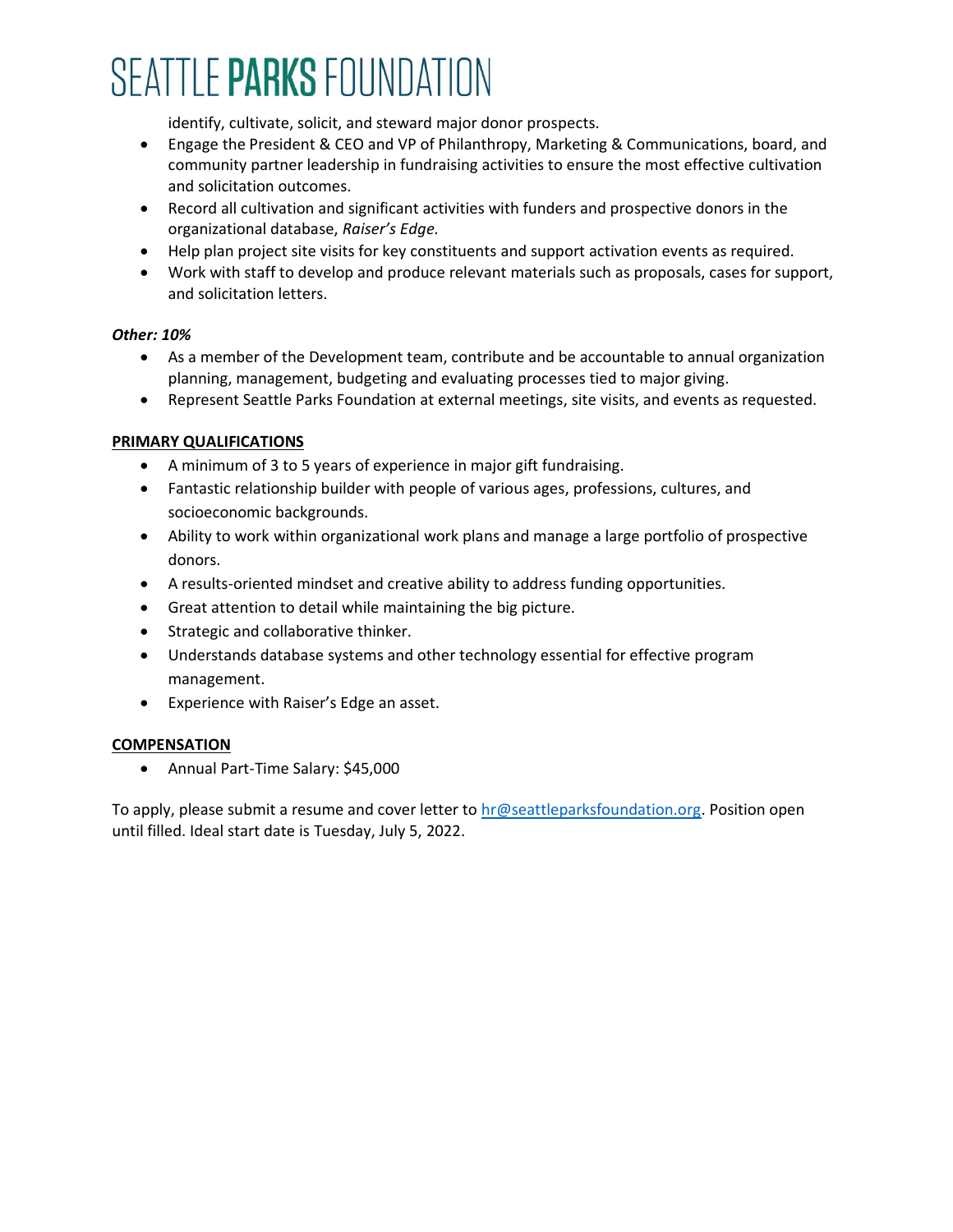identify, cultivate, solicit, and steward major donor prospects.

- Engage the President & CEO and VP of Philanthropy, Marketing & Communications, board, and community partner leadership in fundraising activities to ensure the most effective cultivation and solicitation outcomes.
- Record all cultivation and significant activities with funders and prospective donors in the organizational database, *Raiser's Edge.*
- Help plan project site visits for key constituents and support activation events as required.
- Work with staff to develop and produce relevant materials such as proposals, cases for support, and solicitation letters.

***Other: 10%***

- As a member of the Development team, contribute and be accountable to annual organization planning, management, budgeting and evaluating processes tied to major giving.
- Represent Seattle Parks Foundation at external meetings, site visits, and events as requested.

**PRIMARY QUALIFICATIONS**

- A minimum of 3 to 5 years of experience in major gift fundraising.
- Fantastic relationship builder with people of various ages, professions, cultures, and socioeconomic backgrounds.
- Ability to work within organizational work plans and manage a large portfolio of prospective donors.
- A results-oriented mindset and creative ability to address funding opportunities.
- Great attention to detail while maintaining the big picture.
- Strategic and collaborative thinker.
- Understands database systems and other technology essential for effective program management.
- Experience with Raiser's Edge an asset.

**COMPENSATION**

- Annual Part-Time Salary: $45,000

To apply, please submit a resume and cover letter to hr@seattleparksfoundation.org. Position open until filled. Ideal start date is Tuesday, July 5, 2022.